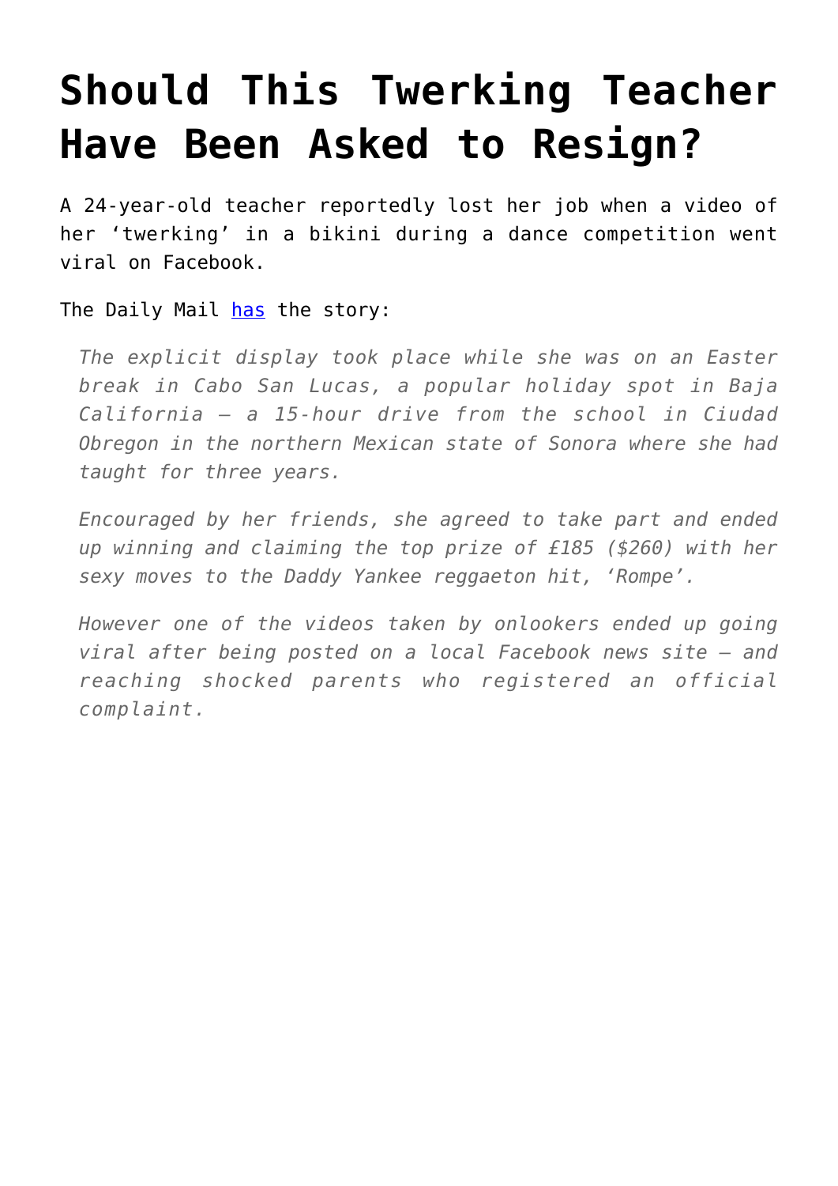# Should This Twerking Teacher Have Been Asked to Resign?

A 24-year-old teacher reportedly lost her job when a video of her 'twerking' in a bikini during a dance competition went viral on Facebook.

The Daily Mail has the story:

> *The explicit display took place while she was on an Easter break in Cabo San Lucas, a popular holiday spot in Baja California – a 15-hour drive from the school in Ciudad Obregon in the northern Mexican state of Sonora where she had taught for three years.*
>
> *Encouraged by her friends, she agreed to take part and ended up winning and claiming the top prize of £185 ($260) with her sexy moves to the Daddy Yankee reggaeton hit, 'Rompe'.*
>
> *However one of the videos taken by onlookers ended up going viral after being posted on a local Facebook news site – and reaching shocked parents who registered an official complaint.*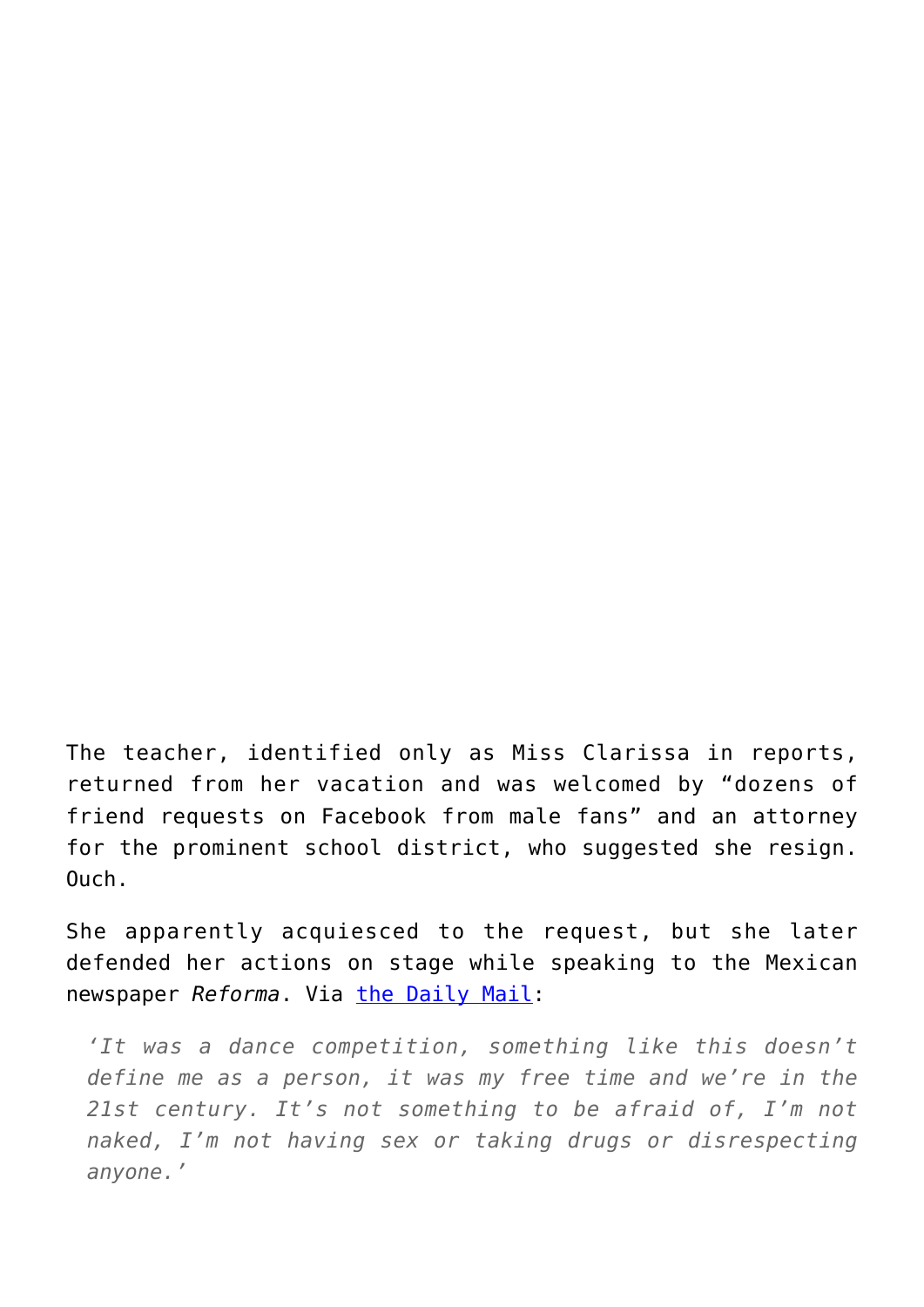The teacher, identified only as Miss Clarissa in reports, returned from her vacation and was welcomed by “dozens of friend requests on Facebook from male fans” and an attorney for the prominent school district, who suggested she resign. Ouch.

She apparently acquiesced to the request, but she later defended her actions on stage while speaking to the Mexican newspaper *Reforma*. Via [the Daily Mail]():

> *‘It was a dance competition, something like this doesn’t define me as a person, it was my free time and we’re in the 21st century. It’s not something to be afraid of, I’m not naked, I’m not having sex or taking drugs or disrespecting anyone.’*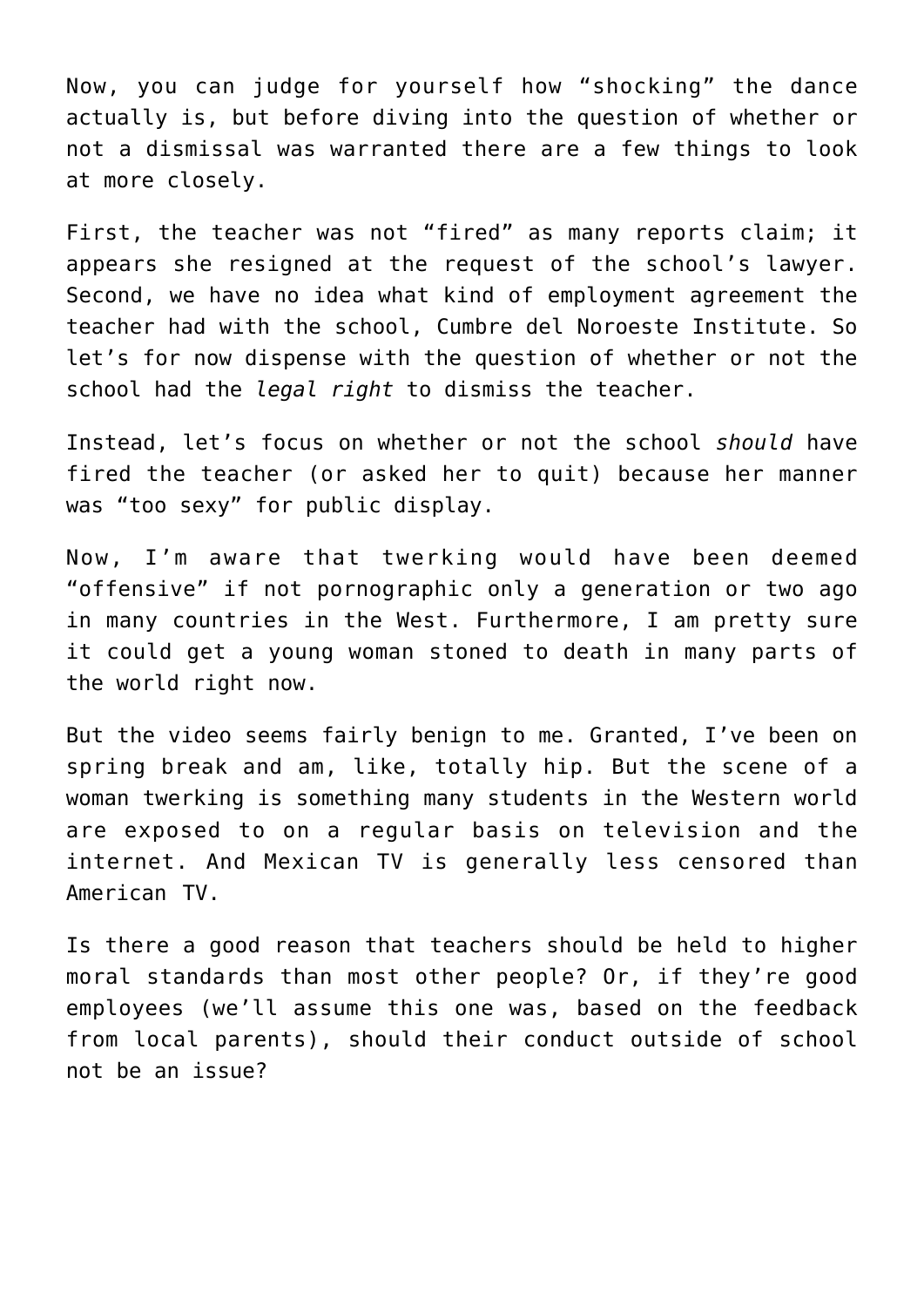Now, you can judge for yourself how "shocking" the dance actually is, but before diving into the question of whether or not a dismissal was warranted there are a few things to look at more closely.

First, the teacher was not "fired" as many reports claim; it appears she resigned at the request of the school's lawyer. Second, we have no idea what kind of employment agreement the teacher had with the school, Cumbre del Noroeste Institute. So let's for now dispense with the question of whether or not the school had the *legal right* to dismiss the teacher.

Instead, let's focus on whether or not the school *should* have fired the teacher (or asked her to quit) because her manner was "too sexy" for public display.

Now, I'm aware that twerking would have been deemed "offensive" if not pornographic only a generation or two ago in many countries in the West. Furthermore, I am pretty sure it could get a young woman stoned to death in many parts of the world right now.

But the video seems fairly benign to me. Granted, I've been on spring break and am, like, totally hip. But the scene of a woman twerking is something many students in the Western world are exposed to on a regular basis on television and the internet. And Mexican TV is generally less censored than American TV.

Is there a good reason that teachers should be held to higher moral standards than most other people? Or, if they're good employees (we'll assume this one was, based on the feedback from local parents), should their conduct outside of school not be an issue?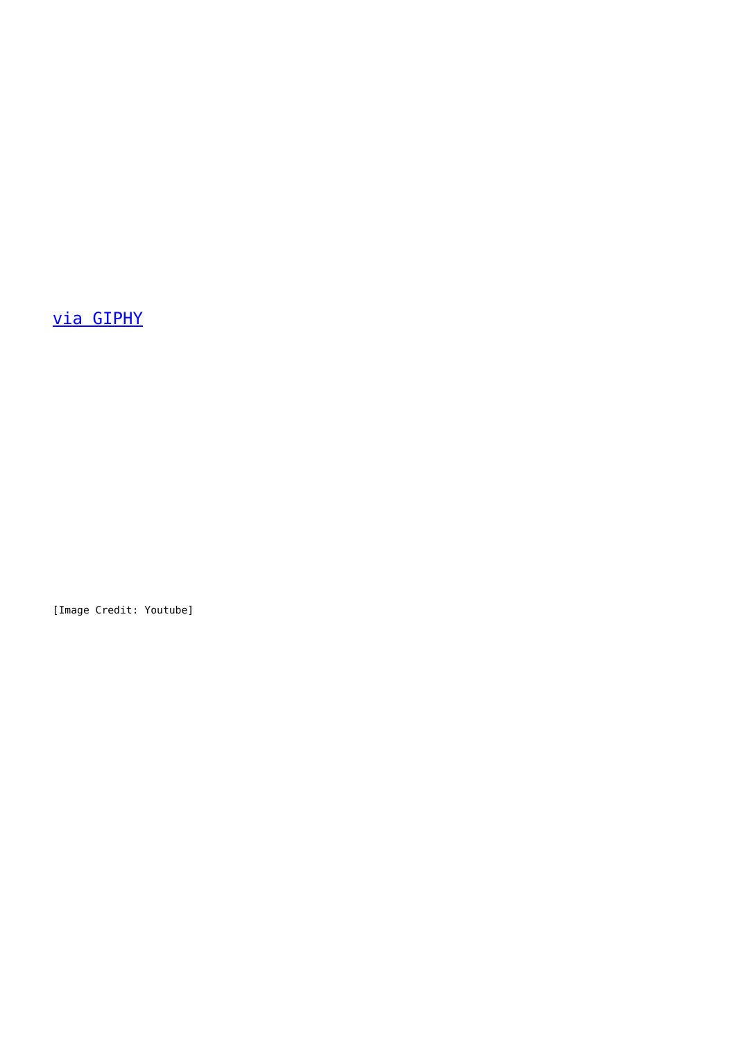[via GIPHY]

[Image Credit: Youtube]